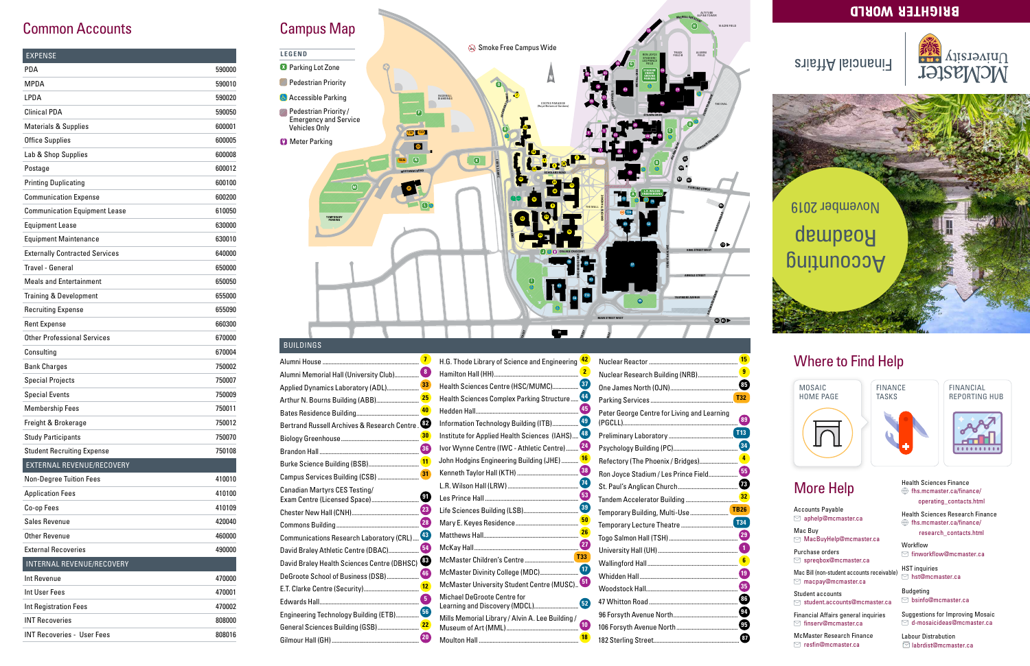## Common Accounts

| EXPENSE | |
|---|---|
| PDA | 590000 |
| MPDA | 590010 |
| LPDA | 590020 |
| Clinical PDA | 590050 |
| Materials & Supplies | 600001 |
| Office Supplies | 600005 |
| Lab & Shop Supplies | 600008 |
| Postage | 600012 |
| Printing Duplicating | 600100 |
| Communication Expense | 600200 |
| Communication Equipment Lease | 610050 |
| Equipment Lease | 630000 |
| Equipment Maintenance | 630010 |
| Externally Contracted Services | 640000 |
| Travel - General | 650000 |
| Meals and Entertainment | 650050 |
| Training & Development | 655000 |
| Recruiting Expense | 655090 |
| Rent Expense | 660300 |
| Other Professional Services | 670000 |
| Consulting | 670004 |
| Bank Charges | 750002 |
| Special Projects | 750007 |
| Special Events | 750009 |
| Membership Fees | 750011 |
| Freight & Brokerage | 750012 |
| Study Participants | 750070 |
| Student Recruiting Expense | 750108 |
| **EXTERNAL REVENUE/RECOVERY** | |
| Non-Degree Tuition Fees | 410010 |
| Application Fees | 410100 |
| Co-op Fees | 410109 |
| Sales Revenue | 420040 |
| Other Revenue | 460000 |
| External Recoveries | 490000 |
| **INTERNAL REVENUE/RECOVERY** | |
| Int Revenue | 470000 |
| Int User Fees | 470001 |
| Int Registration Fees | 470002 |
| INT Recoveries | 808000 |
| INT Recoveries - User Fees | 808016 |

## Campus Map

**LEGEND**

- Parking Lot Zone
- Pedestrian Priority
- Accessible Parking
- Pedestrian Priority / Emergency and Service Vehicles Only
- Meter Parking

Smoke Free Campus Wide

### BUILDINGS

| Building | No. |
|---|---|
| Alumni House | 7 |
| Alumni Memorial Hall (University Club) | 8 |
| Applied Dynamics Laboratory (ADL) | 33 |
| Arthur N. Bourns Building (ABB) | 25 |
| Bates Residence Building | 40 |
| Bertrand Russell Archives & Research Centre | 82 |
| Biology Greenhouse | 30 |
| Brandon Hall | 36 |
| Burke Science Building (BSB) | 11 |
| Campus Services Building (CSB) | 31 |
| Canadian Martyrs CES Testing/ Exam Centre (Licensed Space) | 91 |
| Chester New Hall (CNH) | 23 |
| Commons Building | 28 |
| Communications Research Laboratory (CRL) | 43 |
| David Braley Athletic Centre (DBAC) | 54 |
| David Braley Health Sciences Centre (DBHSC) | 83 |
| DeGroote School of Business (DSB) | 46 |
| E.T. Clarke Centre (Security) | 12 |
| Edwards Hall | 5 |
| Engineering Technology Building (ETB) | 56 |
| General Sciences Building (GSB) | 22 |
| Gilmour Hall (GH) | 20 |
| H.G. Thode Library of Science and Engineering | 42 |
| Hamilton Hall (HH) | 2 |
| Health Sciences Centre (HSC/MUMC) | 37 |
| Health Sciences Complex Parking Structure | 44 |
| Hedden Hall | 45 |
| Information Technology Building (ITB) | 49 |
| Institute for Applied Health Sciences (IAHS) | 48 |
| Ivor Wynne Centre (IWC - Athletic Centre) | 24 |
| John Hodgins Engineering Building (JHE) | 16 |
| Kenneth Taylor Hall (KTH) | 38 |
| L.R. Wilson Hall (LRW) | 74 |
| Les Prince Hall | 53 |
| Life Sciences Building (LSB) | 39 |
| Mary E. Keyes Residence | 50 |
| Matthews Hall | 26 |
| McKay Hall | 27 |
| McMaster Children's Centre | T33 |
| McMaster Divinity College (MDC) | 17 |
| McMaster University Student Centre (MUSC) | 51 |
| Michael DeGroote Centre for Learning and Discovery (MDCL) | 52 |
| Mills Memorial Library / Alvin A. Lee Building / Museum of Art (MML) | 10 |
| Moulton Hall | 18 |
| Nuclear Reactor | 15 |
| Nuclear Research Building (NRB) | 9 |
| One James North (OJN) | 85 |
| Parking Services | T32 |
| Peter George Centre for Living and Learning (PGCLL) | 89 |
| Preliminary Laboratory | T13 |
| Psychology Building (PC) | 34 |
| Refectory (The Phoenix / Bridges) | 4 |
| Ron Joyce Stadium / Les Prince Field | 55 |
| St. Paul's Anglican Church | 73 |
| Tandem Accelerator Building | 32 |
| Temporary Building, Multi-Use | TB26 |
| Temporary Lecture Theatre | T34 |
| Togo Salmon Hall (TSH) | 29 |
| University Hall (UH) | 1 |
| Wallingford Hall | 6 |
| Whidden Hall | 19 |
| Woodstock Hall | 35 |
| 47 Whitton Road | 86 |
| 96 Forsyth Avenue North | 94 |
| 106 Forsyth Avenue North | 95 |
| 182 Sterling Street | 87 |

# BRIGHTER WORLD

McMaster University

Financial Affairs

# Accounting Roadmap

November 2019

## Where to Find Help

- MOSAIC HOME PAGE
- FINANCE TASKS
- FINANCIAL REPORTING HUB

## More Help

**Accounts Payable**
aphelp@mcmaster.ca

**Mac Buy**
MacBuyHelp@mcmaster.ca

**Purchase orders**
spreqbox@mcmaster.ca

**Mac Bill (non-student accounts receivable)**
macpay@mcmaster.ca

**Student accounts**
student.accounts@mcmaster.ca

**Financial Affairs general inquiries**
finserv@mcmaster.ca

**McMaster Research Finance**
resfin@mcmaster.ca

**Health Sciences Finance**
fhs.mcmaster.ca/finance/operating_contacts.html

**Health Sciences Research Finance**
fhs.mcmaster.ca/finance/research_contacts.html

**Workflow**
finworkflow@mcmaster.ca

**HST inquiries**
hst@mcmaster.ca

**Budgeting**
bsinfo@mcmaster.ca

**Suggestions for Improving Mosaic**
d-mosaicideas@mcmaster.ca

**Labour Distribution**
labrdist@mcmaster.ca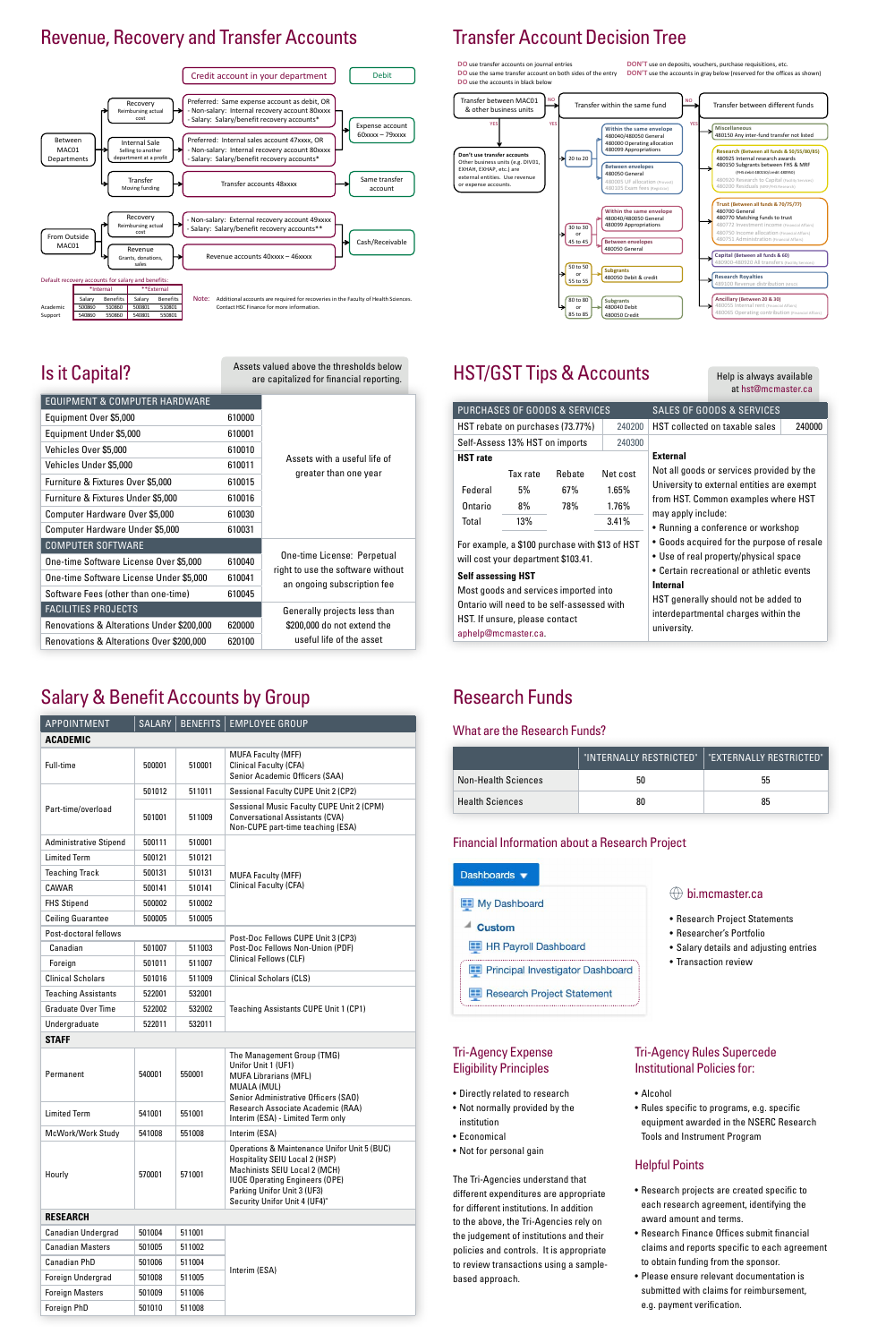# Revenue, Recovery and Transfer Accounts

Credit account in your department | Debit

**Between MAC01 Departments**

- Recovery (Reimbursing actual cost) → Preferred: Same expense account as debit, OR
  - Non-salary: Internal recovery account 80xxxx
  - Salary: Salary/benefit recovery accounts*
- Internal Sale (Selling to another department at a profit) → Preferred: Internal sales account 47xxxx, OR
  - Non-salary: Internal recovery account 80xxxx
  - Salary: Salary/benefit recovery accounts*

  → Expense account 60xxxx – 79xxxx
- Transfer (Moving funding) → Transfer accounts 48xxxx → Same transfer account

**From Outside MAC01**

- Recovery (Reimbursing actual cost) → 
  - Non-salary: External recovery account 49xxxx
  - Salary: Salary/benefit recovery accounts**
- Revenue (Grants, donations, sales) → Revenue accounts 40xxxx – 46xxxx

→ Cash/Receivable

Default recovery accounts for salary and benefits:

| | *Internal | | **External | |
|---|---|---|---|---|
| | Salary | Benefits | Salary | Benefits |
| Academic | 503860 | 510860 | 500801 | 510801 |
| Support | 540860 | 550860 | 540801 | 550801 |

Note: Additional accounts are required for recoveries in the Faculty of Health Sciences. Contact HSC Finance for more information.

# Transfer Account Decision Tree

DO use transfer accounts on journal entries
DO use the same transfer account on both sides of the entry
DO use the accounts in black below

DON'T use on deposits, vouchers, purchase requisitions, etc.
DON'T use the accounts in gray below (reserved for the offices as shown)

Transfer between MAC01 & other business units → NO → Transfer within the same fund → NO → Transfer between different funds

YES → **Don't use transfer accounts.** Other business units (e.g. DIV01, EXHAB, EXHAP, etc.) are external entities. Use revenue or expense accounts.

Transfer within the same fund → YES:

- 20 to 20
  - Within the same envelope: 480040/480050 General; 480000 Operating allocation; 480099 Appropriations
  - Between envelopes: 480050 General; 480005 UF allocation (Payroll); 480105 Exam fees (Registrar)
- 30 to 30 or 45 to 45
  - Within the same envelope: 480040/480050 General; 480099 Appropriations
  - Between envelopes: 480050 General
- 50 to 50 or 55 to 55
  - Subgrants: 480050 Debit & credit
- 80 to 80 or 85 to 85
  - Subgrants: 480040 Debit; 480050 Credit

Transfer between different funds:

- Miscellaneous: 480150 Any inter-fund transfer not listed
- Research (between all funds & 50/55/80/85): 480925 Internal research awards; 480150 Subgrants between FHS & MRF (FHS 6461-480150 Credit 480150); 480920 Research to Capital (Facility Services); 480200 Residuals (VPR/FHS Research)
- Trust (between all funds & 70/75/77): 480700 General; 480770 Matching funds to trust; 480772 Investment income (Financial Affairs); 480750 Income allocation (Financial Affairs); 480751 Administration (Financial Affairs)
- Capital (between all funds & 60): 480900-480920 All transfers (Facility Services)
- Research Royalties: 489100 Revenue distribution (MILO)
- Ancillary (between 20 & 30): 480055 Internal rent (Financial Affairs); 480065 Operating contribution (Financial Affairs)

# Is it Capital?

Assets valued above the thresholds below are capitalized for financial reporting.

| EQUIPMENT & COMPUTER HARDWARE | | |
|---|---|---|
| Equipment Over $5,000 | 610000 | Assets with a useful life of greater than one year |
| Equipment Under $5,000 | 610001 | |
| Vehicles Over $5,000 | 610010 | |
| Vehicles Under $5,000 | 610011 | |
| Furniture & Fixtures Over $5,000 | 610015 | |
| Furniture & Fixtures Under $5,000 | 610016 | |
| Computer Hardware Over $5,000 | 610030 | |
| Computer Hardware Under $5,000 | 610031 | |
| **COMPUTER SOFTWARE** | | |
| One-time Software License Over $5,000 | 610040 | One-time License: Perpetual right to use the software without an ongoing subscription fee |
| One-time Software License Under $5,000 | 610041 | |
| Software Fees (other than one-time) | 610045 | |
| **FACILITIES PROJECTS** | | |
| Renovations & Alterations Under $200,000 | 620000 | Generally projects less than $200,000 do not extend the useful life of the asset |
| Renovations & Alterations Over $200,000 | 620100 | |

# HST/GST Tips & Accounts

Help is always available at hst@mcmaster.ca

| PURCHASES OF GOODS & SERVICES | | SALES OF GOODS & SERVICES | |
|---|---|---|---|
| HST rebate on purchases (73.77%) | 240200 | HST collected on taxable sales | 240000 |
| Self-Assess 13% HST on imports | 240300 | | |

**HST rate**

| | Tax rate | Rebate | Net cost |
|---|---|---|---|
| Federal | 5% | 67% | 1.65% |
| Ontario | 8% | 78% | 1.76% |
| Total | 13% | | 3.41% |

For example, a $100 purchase with $13 of HST will cost your department $103.41.

**Self assessing HST**

Most goods and services imported into Ontario will need to be self-assessed with HST. If unsure, please contact aphelp@mcmaster.ca.

**External**

Not all goods or services provided by the University to external entities are exempt from HST. Common examples where HST may apply include:

- Running a conference or workshop
- Goods acquired for the purpose of resale
- Use of real property/physical space
- Certain recreational or athletic events

**Internal**

HST generally should not be added to interdepartmental charges within the university.

# Salary & Benefit Accounts by Group

| APPOINTMENT | SALARY | BENEFITS | EMPLOYEE GROUP |
|---|---|---|---|
| **ACADEMIC** | | | |
| Full-time | 500001 | 510001 | MUFA Faculty (MFF); Clinical Faculty (CFA); Senior Academic Officers (SAA) |
| Part-time/overload | 501012 | 511011 | Sessional Faculty CUPE Unit 2 (CP2) |
| | 501001 | 511009 | Sessional Music Faculty CUPE Unit 2 (CPM); Conversational Assistants (CVA); Non-CUPE part-time teaching (ESA) |
| Administrative Stipend | 500111 | 510001 | MUFA Faculty (MFF); Clinical Faculty (CFA) |
| Limited Term | 500121 | 510121 | |
| Teaching Track | 500131 | 510131 | |
| CAWAR | 500141 | 510141 | |
| FHS Stipend | 500002 | 510002 | |
| Ceiling Guarantee | 500005 | 510005 | |
| Post-doctoral fellows | | | Post-Doc Fellows CUPE Unit 3 (CP3); Post-Doc Fellows Non-Union (PDF); Clinical Fellows (CLF) |
| Canadian | 501007 | 511003 | |
| Foreign | 501011 | 511007 | |
| Clinical Scholars | 501016 | 511009 | Clinical Scholars (CLS) |
| Teaching Assistants | 522001 | 532001 | Teaching Assistants CUPE Unit 1 (CP1) |
| Graduate Over Time | 522002 | 532002 | |
| Undergraduate | 522011 | 532011 | |
| **STAFF** | | | |
| Permanent | 540001 | 550001 | The Management Group (TMG); Unifor Unit 1 (UF1); MUFA Librarians (MFL); MUALA (MUL); Senior Administrative Officers (SAO); Research Associate Academic (RAA); Interim (ESA) - Limited Term only |
| Limited Term | 541001 | 551001 | |
| McWork/Work Study | 541008 | 551008 | Interim (ESA) |
| Hourly | 570001 | 571001 | Operations & Maintenance Unifor Unit 5 (BUC); Hospitality SEIU Local 2 (HSP); Machinists SEIU Local 2 (MCH); IUOE Operating Engineers (OPE); Parking Unifor Unit 3 (UF3); Security Unifor Unit 4 (UF4)* |
| **RESEARCH** | | | |
| Canadian Undergrad | 501004 | 511001 | Interim (ESA) |
| Canadian Masters | 501005 | 511002 | |
| Canadian PhD | 501006 | 511004 | |
| Foreign Undergrad | 501008 | 511005 | |
| Foreign Masters | 501009 | 511006 | |
| Foreign PhD | 501010 | 511008 | |

# Research Funds

## What are the Research Funds?

| | 'INTERNALLY RESTRICTED' | 'EXTERNALLY RESTRICTED' |
|---|---|---|
| Non-Health Sciences | 50 | 55 |
| Health Sciences | 80 | 85 |

## Financial Information about a Research Project

Dashboards ▾

- My Dashboard
- Custom
  - HR Payroll Dashboard
  - Principal Investigator Dashboard
  - Research Project Statement

bi.mcmaster.ca

- Research Project Statements
- Researcher's Portfolio
- Salary details and adjusting entries
- Transaction review

## Tri-Agency Expense Eligibility Principles

- Directly related to research
- Not normally provided by the institution
- Economical
- Not for personal gain

The Tri-Agencies understand that different expenditures are appropriate for different institutions. In addition to the above, the Tri-Agencies rely on the judgement of institutions and their policies and controls. It is appropriate to review transactions using a sample-based approach.

## Tri-Agency Rules Supercede Institutional Policies for:

- Alcohol
- Rules specific to programs, e.g. specific equipment awarded in the NSERC Research Tools and Instrument Program

## Helpful Points

- Research projects are created specific to each research agreement, identifying the award amount and terms.
- Research Finance Offices submit financial claims and reports specific to each agreement to obtain funding from the sponsor.
- Please ensure relevant documentation is submitted with claims for reimbursement, e.g. payment verification.